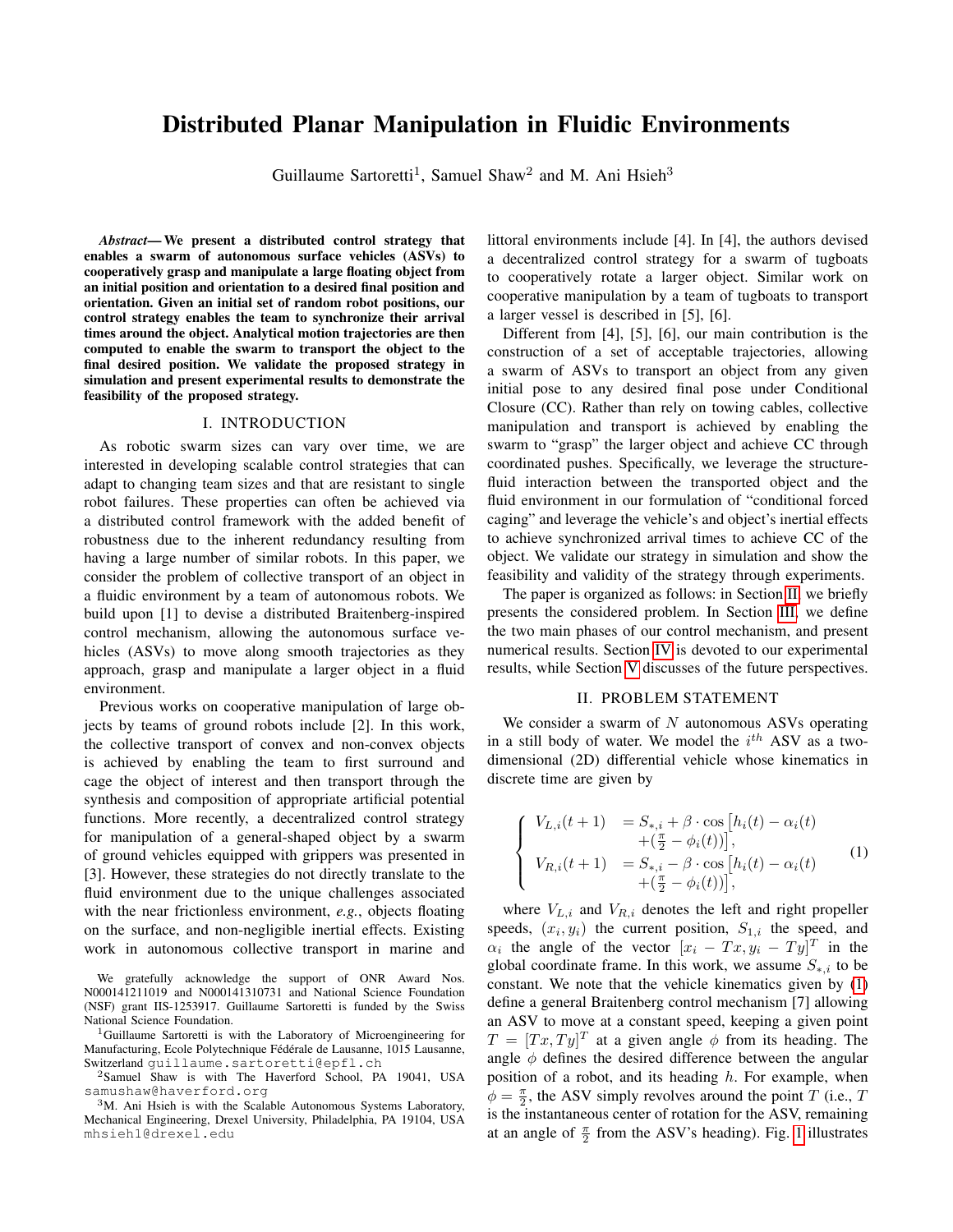# Distributed Planar Manipulation in Fluidic Environments

Guillaume Sartoretti[1], Samuel Shaw[2] and M. Ani Hsieh[3]

***Abstract*— We present a distributed control strategy that enables a swarm of autonomous surface vehicles (ASVs) to cooperatively grasp and manipulate a large floating object from an initial position and orientation to a desired final position and orientation. Given an initial set of random robot positions, our control strategy enables the team to synchronize their arrival times around the object. Analytical motion trajectories are then computed to enable the swarm to transport the object to the final desired position. We validate the proposed strategy in simulation and present experimental results to demonstrate the feasibility of the proposed strategy.**

## I. INTRODUCTION

As robotic swarm sizes can vary over time, we are interested in developing scalable control strategies that can adapt to changing team sizes and that are resistant to single robot failures. These properties can often be achieved via a distributed control framework with the added benefit of robustness due to the inherent redundancy resulting from having a large number of similar robots. In this paper, we consider the problem of collective transport of an object in a fluidic environment by a team of autonomous robots. We build upon [1] to devise a distributed Braitenberg-inspired control mechanism, allowing the autonomous surface vehicles (ASVs) to move along smooth trajectories as they approach, grasp and manipulate a larger object in a fluid environment.

Previous works on cooperative manipulation of large objects by teams of ground robots include [2]. In this work, the collective transport of convex and non-convex objects is achieved by enabling the team to first surround and cage the object of interest and then transport through the synthesis and composition of appropriate artificial potential functions. More recently, a decentralized control strategy for manipulation of a general-shaped object by a swarm of ground vehicles equipped with grippers was presented in [3]. However, these strategies do not directly translate to the fluid environment due to the unique challenges associated with the near frictionless environment, *e.g.*, objects floating on the surface, and non-negligible inertial effects. Existing work in autonomous collective transport in marine and littoral environments include [4]. In [4], the authors devised a decentralized control strategy for a swarm of tugboats to cooperatively rotate a larger object. Similar work on cooperative manipulation by a team of tugboats to transport a larger vessel is described in [5], [6].

Different from [4], [5], [6], our main contribution is the construction of a set of acceptable trajectories, allowing a swarm of ASVs to transport an object from any given initial pose to any desired final pose under Conditional Closure (CC). Rather than rely on towing cables, collective manipulation and transport is achieved by enabling the swarm to "grasp" the larger object and achieve CC through coordinated pushes. Specifically, we leverage the structure-fluid interaction between the transported object and the fluid environment in our formulation of "conditional forced caging" and leverage the vehicle's and object's inertial effects to achieve synchronized arrival times to achieve CC of the object. We validate our strategy in simulation and show the feasibility and validity of the strategy through experiments.

The paper is organized as follows: in Section II, we briefly presents the considered problem. In Section III, we define the two main phases of our control mechanism, and present numerical results. Section IV is devoted to our experimental results, while Section V discusses of the future perspectives.

## II. PROBLEM STATEMENT

We consider a swarm of $N$ autonomous ASVs operating in a still body of water. We model the $i^{th}$ ASV as a two-dimensional (2D) differential vehicle whose kinematics in discrete time are given by

$$\begin{cases} V_{L,i}(t+1) &= S_{*,i} + \beta \cdot \cos\left[h_i(t) - \alpha_i(t) + (\frac{\pi}{2} - \phi_i(t))\right], \\ V_{R,i}(t+1) &= S_{*,i} - \beta \cdot \cos\left[h_i(t) - \alpha_i(t) + (\frac{\pi}{2} - \phi_i(t))\right], \end{cases} \quad (1)$$

where $V_{L,i}$ and $V_{R,i}$ denotes the left and right propeller speeds, $(x_i, y_i)$ the current position, $S_{1,i}$ the speed, and $\alpha_i$ the angle of the vector $[x_i - Tx, y_i - Ty]^T$ in the global coordinate frame. In this work, we assume $S_{*,i}$ to be constant. We note that the vehicle kinematics given by (1) define a general Braitenberg control mechanism [7] allowing an ASV to move at a constant speed, keeping a given point $T = [Tx, Ty]^T$ at a given angle $\phi$ from its heading. The angle $\phi$ defines the desired difference between the angular position of a robot, and its heading $h$. For example, when $\phi = \frac{\pi}{2}$, the ASV simply revolves around the point $T$ (i.e., $T$ is the instantaneous center of rotation for the ASV, remaining at an angle of $\frac{\pi}{2}$ from the ASV's heading). Fig. 1 illustrates

---

We gratefully acknowledge the support of ONR Award Nos. N000141211019 and N000141310731 and National Science Foundation (NSF) grant IIS-1253917. Guillaume Sartoretti is funded by the Swiss National Science Foundation.

[1]Guillaume Sartoretti is with the Laboratory of Microengineering for Manufacturing, Ecole Polytechnique Fédérale de Lausanne, 1015 Lausanne, Switzerland guillaume.sartoretti@epfl.ch

[2]Samuel Shaw is with The Haverford School, PA 19041, USA samushaw@haverford.org

[3]M. Ani Hsieh is with the Scalable Autonomous Systems Laboratory, Mechanical Engineering, Drexel University, Philadelphia, PA 19104, USA mhsieh1@drexel.edu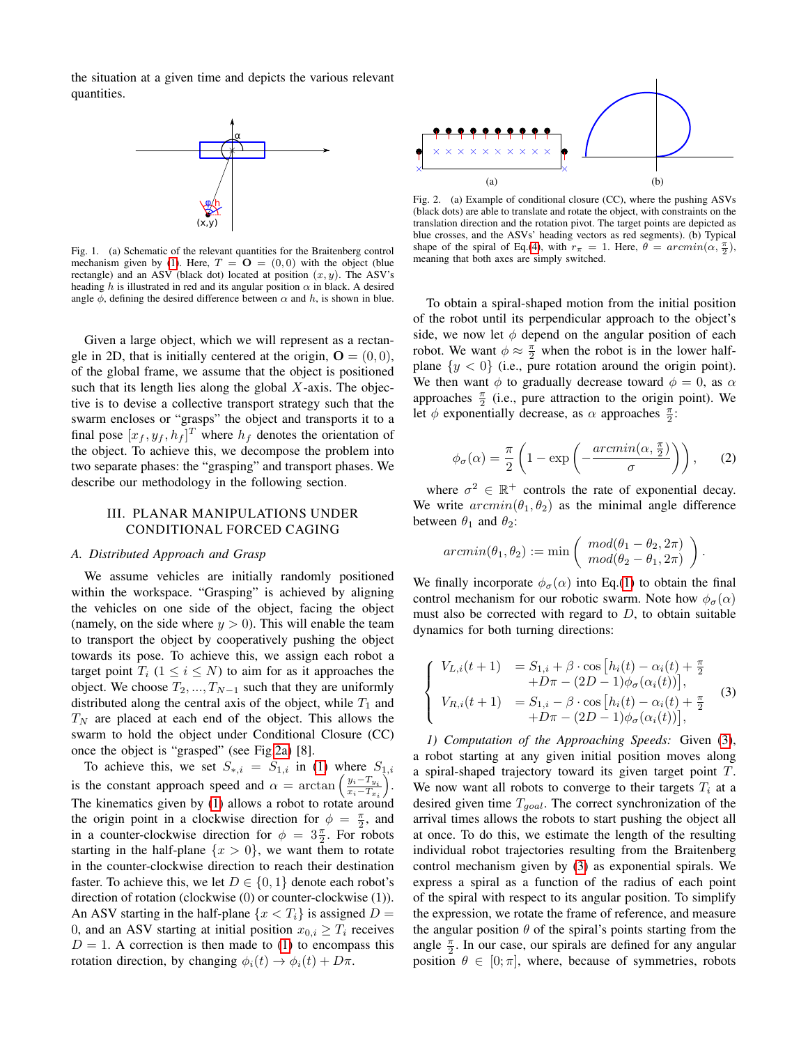the situation at a given time and depicts the various relevant quantities.

Fig. 1. (a) Schematic of the relevant quantities for the Braitenberg control mechanism given by (1). Here, $T = \mathbf{O} = (0,0)$ with the object (blue rectangle) and an ASV (black dot) located at position $(x, y)$. The ASV's heading $h$ is illustrated in red and its angular position $\alpha$ in black. A desired angle $\phi$, defining the desired difference between $\alpha$ and $h$, is shown in blue.

Given a large object, which we will represent as a rectangle in 2D, that is initially centered at the origin, $\mathbf{O} = (0, 0)$, of the global frame, we assume that the object is positioned such that its length lies along the global $X$-axis. The objective is to devise a collective transport strategy such that the swarm encloses or "grasps" the object and transports it to a final pose $[x_f, y_f, h_f]^T$ where $h_f$ denotes the orientation of the object. To achieve this, we decompose the problem into two separate phases: the "grasping" and transport phases. We describe our methodology in the following section.

## III. PLANAR MANIPULATIONS UNDER CONDITIONAL FORCED CAGING

### A. Distributed Approach and Grasp

We assume vehicles are initially randomly positioned within the workspace. "Grasping" is achieved by aligning the vehicles on one side of the object, facing the object (namely, on the side where $y > 0$). This will enable the team to transport the object by cooperatively pushing the object towards its pose. To achieve this, we assign each robot a target point $T_i$ ($1 \leq i \leq N$) to aim for as it approaches the object. We choose $T_2, ..., T_{N-1}$ such that they are uniformly distributed along the central axis of the object, while $T_1$ and $T_N$ are placed at each end of the object. This allows the swarm to hold the object under Conditional Closure (CC) once the object is "grasped" (see Fig 2a) [8].

To achieve this, we set $S_{*,i} = S_{1,i}$ in (1) where $S_{1,i}$ is the constant approach speed and $\alpha = \arctan\left(\frac{y_i - T_{y_i}}{x_i - T_{x_i}}\right)$. The kinematics given by (1) allows a robot to rotate around the origin point in a clockwise direction for $\phi = \frac{\pi}{2}$, and in a counter-clockwise direction for $\phi = 3\frac{\pi}{2}$. For robots starting in the half-plane $\{x > 0\}$, we want them to rotate in the counter-clockwise direction to reach their destination faster. To achieve this, we let $D \in \{0, 1\}$ denote each robot's direction of rotation (clockwise (0) or counter-clockwise (1)). An ASV starting in the half-plane $\{x < T_i\}$ is assigned $D = 0$, and an ASV starting at initial position $x_{0,i} \geq T_i$ receives $D = 1$. A correction is then made to (1) to encompass this rotation direction, by changing $\phi_i(t) \rightarrow \phi_i(t) + D\pi$.

Fig. 2. (a) Example of conditional closure (CC), where the pushing ASVs (black dots) are able to translate and rotate the object, with constraints on the translation direction and the rotation pivot. The target points are depicted as blue crosses, and the ASVs' heading vectors as red segments. (b) Typical shape of the spiral of Eq.(4), with $r_\pi = 1$. Here, $\theta = arcmin(\alpha, \frac{\pi}{2})$, meaning that both axes are simply switched.

To obtain a spiral-shaped motion from the initial position of the robot until its perpendicular approach to the object's side, we now let $\phi$ depend on the angular position of each robot. We want $\phi \approx \frac{\pi}{2}$ when the robot is in the lower half-plane $\{y < 0\}$ (i.e., pure rotation around the origin point). We then want $\phi$ to gradually decrease toward $\phi = 0$, as $\alpha$ approaches $\frac{\pi}{2}$ (i.e., pure attraction to the origin point). We let $\phi$ exponentially decrease, as $\alpha$ approaches $\frac{\pi}{2}$:

$$\phi_\sigma(\alpha) = \frac{\pi}{2}\left(1 - \exp\left(-\frac{arcmin(\alpha, \frac{\pi}{2})}{\sigma}\right)\right), \tag{2}$$

where $\sigma^2 \in \mathbb{R}^+$ controls the rate of exponential decay. We write $arcmin(\theta_1, \theta_2)$ as the minimal angle difference between $\theta_1$ and $\theta_2$:

$$arcmin(\theta_1, \theta_2) := \min\begin{pmatrix} mod(\theta_1 - \theta_2, 2\pi) \\ mod(\theta_2 - \theta_1, 2\pi) \end{pmatrix}.$$

We finally incorporate $\phi_\sigma(\alpha)$ into Eq.(1) to obtain the final control mechanism for our robotic swarm. Note how $\phi_\sigma(\alpha)$ must also be corrected with regard to $D$, to obtain suitable dynamics for both turning directions:

$$\begin{cases} V_{L,i}(t+1) &= S_{1,i} + \beta \cdot \cos\big[h_i(t) - \alpha_i(t) + \frac{\pi}{2} \\ & \quad + D\pi - (2D-1)\phi_\sigma(\alpha_i(t))\big], \\ V_{R,i}(t+1) &= S_{1,i} - \beta \cdot \cos\big[h_i(t) - \alpha_i(t) + \frac{\pi}{2} \\ & \quad + D\pi - (2D-1)\phi_\sigma(\alpha_i(t))\big], \end{cases} \tag{3}$$

*1) Computation of the Approaching Speeds:* Given (3), a robot starting at any given initial position moves along a spiral-shaped trajectory toward its given target point $T$. We now want all robots to converge to their targets $T_i$ at a desired given time $T_{goal}$. The correct synchronization of the arrival times allows the robots to start pushing the object all at once. To do this, we estimate the length of the resulting individual robot trajectories resulting from the Braitenberg control mechanism given by (3) as exponential spirals. We express a spiral as a function of the radius of each point of the spiral with respect to its angular position. To simplify the expression, we rotate the frame of reference, and measure the angular position $\theta$ of the spiral's points starting from the angle $\frac{\pi}{2}$. In our case, our spirals are defined for any angular position $\theta \in [0; \pi]$, where, because of symmetries, robots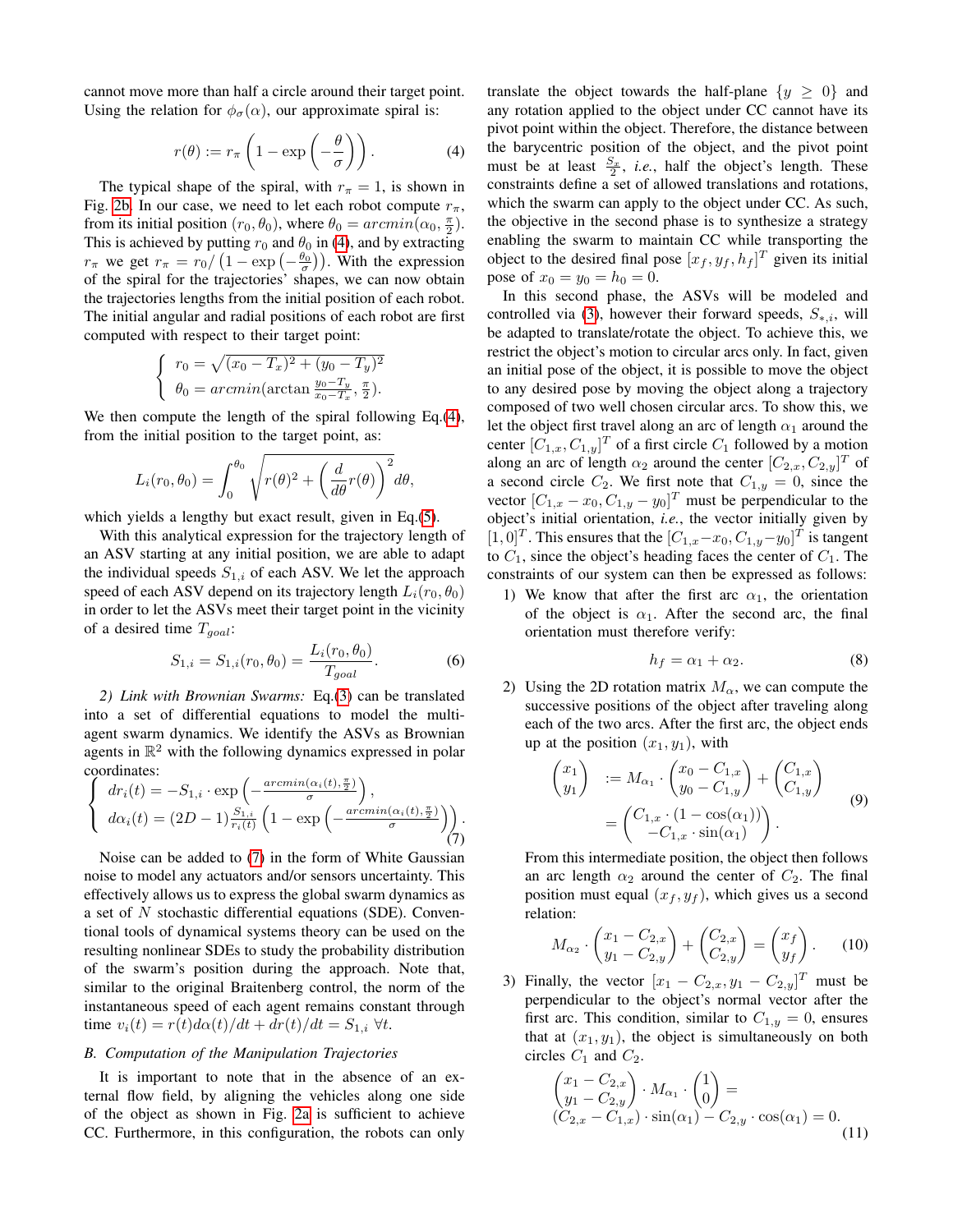cannot move more than half a circle around their target point. Using the relation for $\phi_\sigma(\alpha)$, our approximate spiral is:

$$r(\theta) := r_\pi \left(1 - \exp\left(-\frac{\theta}{\sigma}\right)\right). \quad (4)$$

The typical shape of the spiral, with $r_\pi = 1$, is shown in Fig. 2b. In our case, we need to let each robot compute $r_\pi$, from its initial position $(r_0, \theta_0)$, where $\theta_0 = arcmin(\alpha_0, \frac{\pi}{2})$. This is achieved by putting $r_0$ and $\theta_0$ in (4), and by extracting $r_\pi$ we get $r_\pi = r_0 / \left(1 - \exp\left(-\frac{\theta_0}{\sigma}\right)\right)$. With the expression of the spiral for the trajectories' shapes, we can now obtain the trajectories lengths from the initial position of each robot. The initial angular and radial positions of each robot are first computed with respect to their target point:

$$\begin{cases} r_0 = \sqrt{(x_0 - T_x)^2 + (y_0 - T_y)^2} \\ \theta_0 = arcmin(\arctan \frac{y_0 - T_y}{x_0 - T_x}, \frac{\pi}{2}). \end{cases}$$

We then compute the length of the spiral following Eq.(4), from the initial position to the target point, as:

$$L_i(r_0, \theta_0) = \int_0^{\theta_0} \sqrt{r(\theta)^2 + \left(\frac{d}{d\theta} r(\theta)\right)^2} d\theta,$$

which yields a lengthy but exact result, given in Eq.(5).

With this analytical expression for the trajectory length of an ASV starting at any initial position, we are able to adapt the individual speeds $S_{1,i}$ of each ASV. We let the approach speed of each ASV depend on its trajectory length $L_i(r_0, \theta_0)$ in order to let the ASVs meet their target point in the vicinity of a desired time $T_{goal}$:

$$S_{1,i} = S_{1,i}(r_0, \theta_0) = \frac{L_i(r_0, \theta_0)}{T_{goal}}. \quad (6)$$

*2) Link with Brownian Swarms:* Eq.(3) can be translated into a set of differential equations to model the multi-agent swarm dynamics. We identify the ASVs as Brownian agents in $\mathbb{R}^2$ with the following dynamics expressed in polar coordinates:

$$\begin{cases} dr_i(t) = -S_{1,i} \cdot \exp\left(-\frac{arcmin(\alpha_i(t), \frac{\pi}{2})}{\sigma}\right), \\ d\alpha_i(t) = (2D-1)\frac{S_{1,i}}{r_i(t)}\left(1 - \exp\left(-\frac{arcmin(\alpha_i(t), \frac{\pi}{2})}{\sigma}\right)\right). \end{cases} \quad (7)$$

Noise can be added to (7) in the form of White Gaussian noise to model any actuators and/or sensors uncertainty. This effectively allows us to express the global swarm dynamics as a set of $N$ stochastic differential equations (SDE). Conventional tools of dynamical systems theory can be used on the resulting nonlinear SDEs to study the probability distribution of the swarm's position during the approach. Note that, similar to the original Braitenberg control, the norm of the instantaneous speed of each agent remains constant through time $v_i(t) = r(t)d\alpha(t)/dt + dr(t)/dt = S_{1,i} \; \forall t$.

### B. Computation of the Manipulation Trajectories

It is important to note that in the absence of an external flow field, by aligning the vehicles along one side of the object as shown in Fig. 2a is sufficient to achieve CC. Furthermore, in this configuration, the robots can only translate the object towards the half-plane $\{y \geq 0\}$ and any rotation applied to the object under CC cannot have its pivot point within the object. Therefore, the distance between the barycentric position of the object, and the pivot point must be at least $\frac{S_x}{2}$, *i.e.*, half the object's length. These constraints define a set of allowed translations and rotations, which the swarm can apply to the object under CC. As such, the objective in the second phase is to synthesize a strategy enabling the swarm to maintain CC while transporting the object to the desired final pose $[x_f, y_f, h_f]^T$ given its initial pose of $x_0 = y_0 = h_0 = 0$.

In this second phase, the ASVs will be modeled and controlled via (3), however their forward speeds, $S_{*,i}$, will be adapted to translate/rotate the object. To achieve this, we restrict the object's motion to circular arcs only. In fact, given an initial pose of the object, it is possible to move the object to any desired pose by moving the object along a trajectory composed of two well chosen circular arcs. To show this, we let the object first travel along an arc of length $\alpha_1$ around the center $[C_{1,x}, C_{1,y}]^T$ of a first circle $C_1$ followed by a motion along an arc of length $\alpha_2$ around the center $[C_{2,x}, C_{2,y}]^T$ of a second circle $C_2$. We first note that $C_{1,y} = 0$, since the vector $[C_{1,x} - x_0, C_{1,y} - y_0]^T$ must be perpendicular to the object's initial orientation, *i.e.*, the vector initially given by $[1, 0]^T$. This ensures that the $[C_{1,x} - x_0, C_{1,y} - y_0]^T$ is tangent to $C_1$, since the object's heading faces the center of $C_1$. The constraints of our system can then be expressed as follows:

1) We know that after the first arc $\alpha_1$, the orientation of the object is $\alpha_1$. After the second arc, the final orientation must therefore verify:

$$h_f = \alpha_1 + \alpha_2. \quad (8)$$

2) Using the 2D rotation matrix $M_\alpha$, we can compute the successive positions of the object after traveling along each of the two arcs. After the first arc, the object ends up at the position $(x_1, y_1)$, with

$$\begin{pmatrix} x_1 \\ y_1 \end{pmatrix} := M_{\alpha_1} \cdot \begin{pmatrix} x_0 - C_{1,x} \\ y_0 - C_{1,y} \end{pmatrix} + \begin{pmatrix} C_{1,x} \\ C_{1,y} \end{pmatrix} = \begin{pmatrix} C_{1,x} \cdot (1 - \cos(\alpha_1)) \\ -C_{1,x} \cdot \sin(\alpha_1) \end{pmatrix}. \quad (9)$$

From this intermediate position, the object then follows an arc length $\alpha_2$ around the center of $C_2$. The final position must equal $(x_f, y_f)$, which gives us a second relation:

$$M_{\alpha_2} \cdot \begin{pmatrix} x_1 - C_{2,x} \\ y_1 - C_{2,y} \end{pmatrix} + \begin{pmatrix} C_{2,x} \\ C_{2,y} \end{pmatrix} = \begin{pmatrix} x_f \\ y_f \end{pmatrix}. \quad (10)$$

3) Finally, the vector $[x_1 - C_{2,x}, y_1 - C_{2,y}]^T$ must be perpendicular to the object's normal vector after the first arc. This condition, similar to $C_{1,y} = 0$, ensures that at $(x_1, y_1)$, the object is simultaneously on both circles $C_1$ and $C_2$.

$$\begin{pmatrix} x_1 - C_{2,x} \\ y_1 - C_{2,y} \end{pmatrix} \cdot M_{\alpha_1} \cdot \begin{pmatrix} 1 \\ 0 \end{pmatrix} = (C_{2,x} - C_{1,x}) \cdot \sin(\alpha_1) - C_{2,y} \cdot \cos(\alpha_1) = 0. \quad (11)$$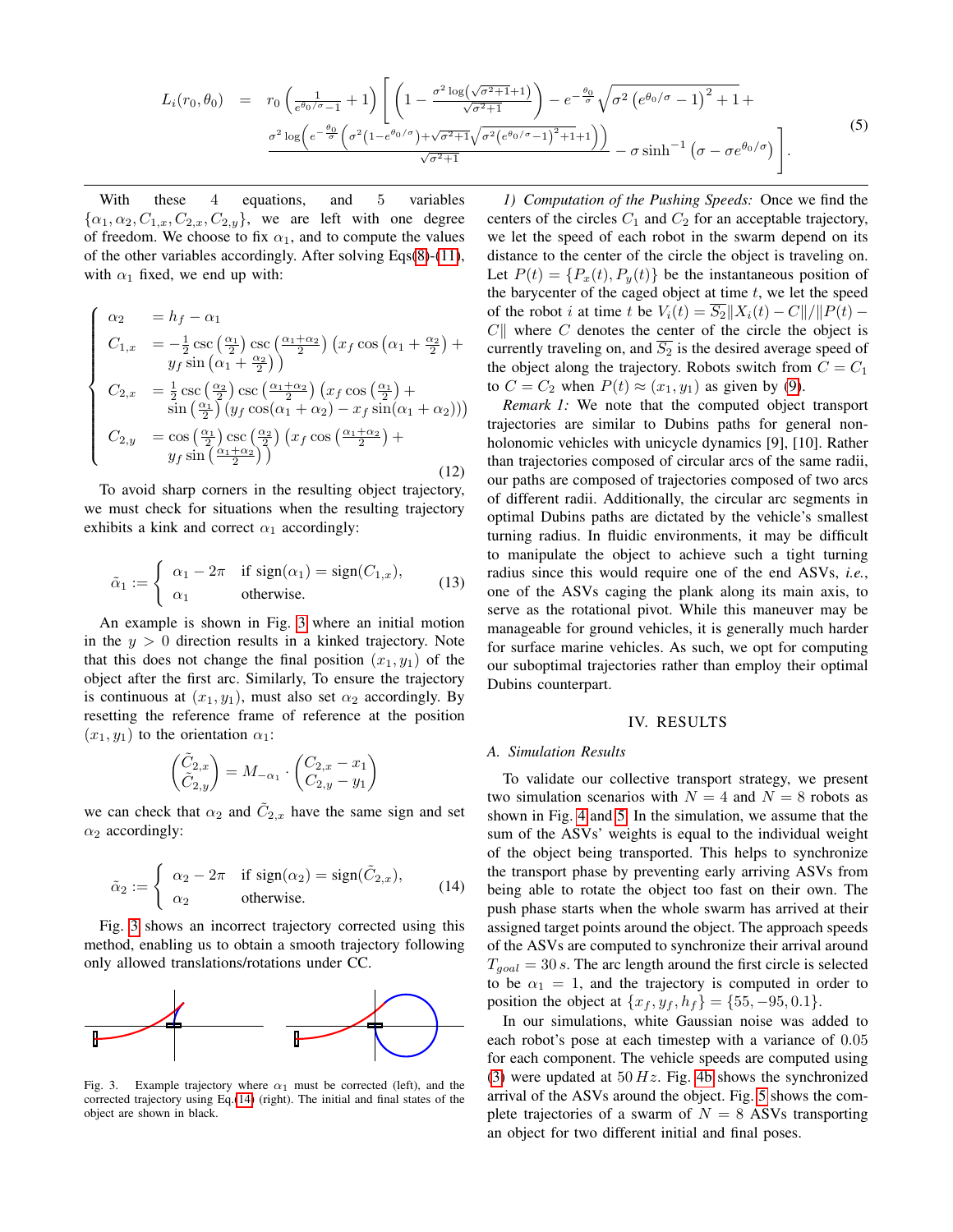$$
\begin{aligned}
L_i(r_0,\theta_0) \;=\; & r_0\left(\frac{1}{e^{\theta_0/\sigma}-1}+1\right)\Bigg[\left(1-\frac{\sigma^2\log\left(\sqrt{\sigma^2+1}+1\right)}{\sqrt{\sigma^2+1}}\right)-e^{-\frac{\theta_0}{\sigma}}\sqrt{\sigma^2\left(e^{\theta_0/\sigma}-1\right)^2+1}\;+ \\
& \frac{\sigma^2\log\left(e^{-\frac{\theta_0}{\sigma}}\left(\sigma^2\left(1-e^{\theta_0/\sigma}\right)+\sqrt{\sigma^2+1}\sqrt{\sigma^2\left(e^{\theta_0/\sigma}-1\right)^2+1}+1\right)\right)}{\sqrt{\sigma^2+1}}-\sigma\sinh^{-1}\left(\sigma-\sigma e^{\theta_0/\sigma}\right)\Bigg].
\end{aligned}
\tag{5}
$$

With these 4 equations, and 5 variables $\{\alpha_1, \alpha_2, C_{1,x}, C_{2,x}, C_{2,y}\}$, we are left with one degree of freedom. We choose to fix $\alpha_1$, and to compute the values of the other variables accordingly. After solving Eqs(8)-(11), with $\alpha_1$ fixed, we end up with:

$$
\begin{cases}
\alpha_2 &= h_f - \alpha_1 \\
C_{1,x} &= -\frac{1}{2}\csc\left(\frac{\alpha_1}{2}\right)\csc\left(\frac{\alpha_1+\alpha_2}{2}\right)\left(x_f\cos\left(\alpha_1+\frac{\alpha_2}{2}\right)+ y_f\sin\left(\alpha_1+\frac{\alpha_2}{2}\right)\right) \\
C_{2,x} &= \frac{1}{2}\csc\left(\frac{\alpha_2}{2}\right)\csc\left(\frac{\alpha_1+\alpha_2}{2}\right)\left(x_f\cos\left(\frac{\alpha_1}{2}\right)+ \sin\left(\frac{\alpha_1}{2}\right)\left(y_f\cos(\alpha_1+\alpha_2)-x_f\sin(\alpha_1+\alpha_2)\right)\right) \\
C_{2,y} &= \cos\left(\frac{\alpha_1}{2}\right)\csc\left(\frac{\alpha_2}{2}\right)\left(x_f\cos\left(\frac{\alpha_1+\alpha_2}{2}\right)+ y_f\sin\left(\frac{\alpha_1+\alpha_2}{2}\right)\right)
\end{cases}
\tag{12}
$$

To avoid sharp corners in the resulting object trajectory, we must check for situations when the resulting trajectory exhibits a kink and correct $\alpha_1$ accordingly:

$$
\tilde{\alpha}_1 := \begin{cases} \alpha_1 - 2\pi & \text{if } \operatorname{sign}(\alpha_1) = \operatorname{sign}(C_{1,x}), \\ \alpha_1 & \text{otherwise.} \end{cases} \tag{13}
$$

An example is shown in Fig. 3 where an initial motion in the $y > 0$ direction results in a kinked trajectory. Note that this does not change the final position $(x_1, y_1)$ of the object after the first arc. Similarly, To ensure the trajectory is continuous at $(x_1, y_1)$, must also set $\alpha_2$ accordingly. By resetting the reference frame of reference at the position $(x_1, y_1)$ to the orientation $\alpha_1$:

$$
\begin{pmatrix} \tilde{C}_{2,x} \\ \tilde{C}_{2,y} \end{pmatrix} = M_{-\alpha_1} \cdot \begin{pmatrix} C_{2,x} - x_1 \\ C_{2,y} - y_1 \end{pmatrix}
$$

we can check that $\alpha_2$ and $\tilde{C}_{2,x}$ have the same sign and set $\alpha_2$ accordingly:

$$
\tilde{\alpha}_2 := \begin{cases} \alpha_2 - 2\pi & \text{if } \operatorname{sign}(\alpha_2) = \operatorname{sign}(\tilde{C}_{2,x}), \\ \alpha_2 & \text{otherwise.} \end{cases} \tag{14}
$$

Fig. 3 shows an incorrect trajectory corrected using this method, enabling us to obtain a smooth trajectory following only allowed translations/rotations under CC.

Fig. 3. Example trajectory where $\alpha_1$ must be corrected (left), and the corrected trajectory using Eq.(14) (right). The initial and final states of the object are shown in black.

*1) Computation of the Pushing Speeds:* Once we find the centers of the circles $C_1$ and $C_2$ for an acceptable trajectory, we let the speed of each robot in the swarm depend on its distance to the center of the circle the object is traveling on. Let $P(t) = \{P_x(t), P_y(t)\}$ be the instantaneous position of the barycenter of the caged object at time $t$, we let the speed of the robot $i$ at time $t$ be $V_i(t) = \overline{S_2}\|X_i(t) - C\|/\|P(t) - C\|$ where $C$ denotes the center of the circle the object is currently traveling on, and $\overline{S_2}$ is the desired average speed of the object along the trajectory. Robots switch from $C = C_1$ to $C = C_2$ when $P(t) \approx (x_1, y_1)$ as given by (9).

*Remark 1:* We note that the computed object transport trajectories are similar to Dubins paths for general non-holonomic vehicles with unicycle dynamics [9], [10]. Rather than trajectories composed of circular arcs of the same radii, our paths are composed of trajectories composed of two arcs of different radii. Additionally, the circular arc segments in optimal Dubins paths are dictated by the vehicle's smallest turning radius. In fluidic environments, it may be difficult to manipulate the object to achieve such a tight turning radius since this would require one of the end ASVs, *i.e.*, one of the ASVs caging the plank along its main axis, to serve as the rotational pivot. While this maneuver may be manageable for ground vehicles, it is generally much harder for surface marine vehicles. As such, we opt for computing our suboptimal trajectories rather than employ their optimal Dubins counterpart.

## IV. RESULTS

### A. Simulation Results

To validate our collective transport strategy, we present two simulation scenarios with $N = 4$ and $N = 8$ robots as shown in Fig. 4 and 5. In the simulation, we assume that the sum of the ASVs' weights is equal to the individual weight of the object being transported. This helps to synchronize the transport phase by preventing early arriving ASVs from being able to rotate the object too fast on their own. The push phase starts when the whole swarm has arrived at their assigned target points around the object. The approach speeds of the ASVs are computed to synchronize their arrival around $T_{goal} = 30\,s$. The arc length around the first circle is selected to be $\alpha_1 = 1$, and the trajectory is computed in order to position the object at $\{x_f, y_f, h_f\} = \{55, -95, 0.1\}$.

In our simulations, white Gaussian noise was added to each robot's pose at each timestep with a variance of 0.05 for each component. The vehicle speeds are computed using (3) were updated at $50\,Hz$. Fig. 4b shows the synchronized arrival of the ASVs around the object. Fig. 5 shows the complete trajectories of a swarm of $N = 8$ ASVs transporting an object for two different initial and final poses.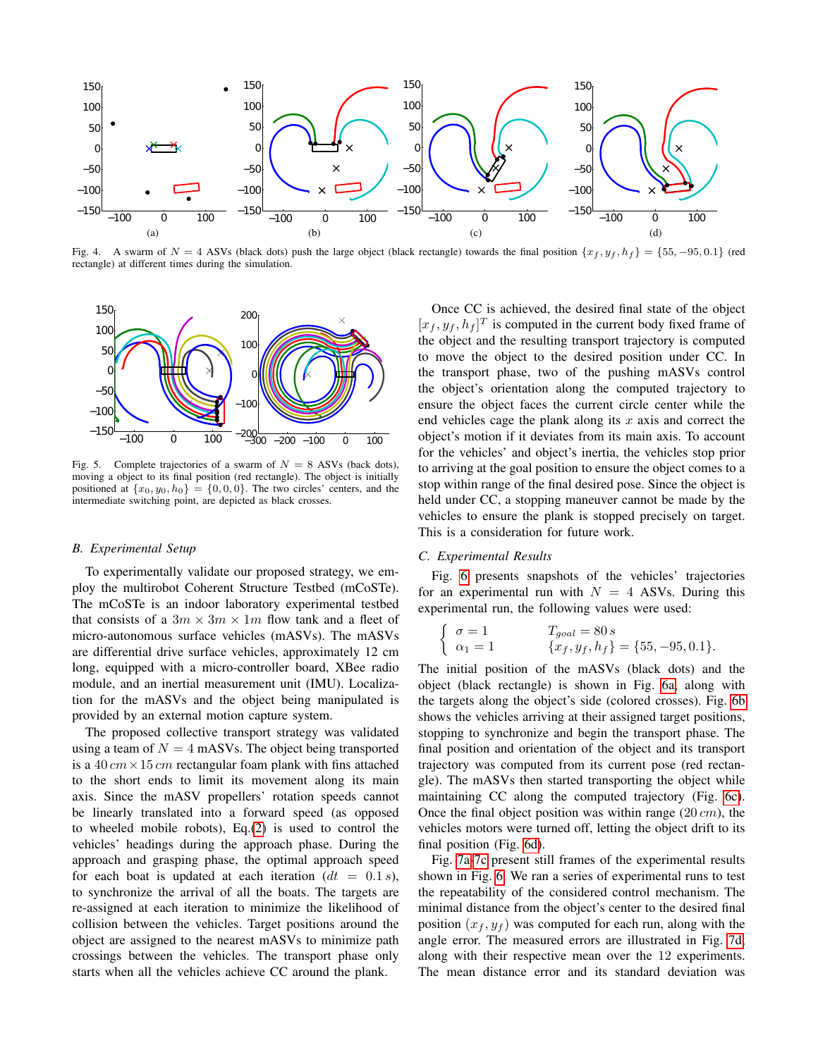Fig. 4. A swarm of $N = 4$ ASVs (black dots) push the large object (black rectangle) towards the final position $\{x_f, y_f, h_f\} = \{55, -95, 0.1\}$ (red rectangle) at different times during the simulation.

Fig. 5. Complete trajectories of a swarm of $N = 8$ ASVs (back dots), moving a object to its final position (red rectangle). The object is initially positioned at $\{x_0, y_0, h_0\} = \{0, 0, 0\}$. The two circles' centers, and the intermediate switching point, are depicted as black crosses.

### B. Experimental Setup

To experimentally validate our proposed strategy, we employ the multirobot Coherent Structure Testbed (mCoSTe). The mCoSTe is an indoor laboratory experimental testbed that consists of a $3m \times 3m \times 1m$ flow tank and a fleet of micro-autonomous surface vehicles (mASVs). The mASVs are differential drive surface vehicles, approximately 12 cm long, equipped with a micro-controller board, XBee radio module, and an inertial measurement unit (IMU). Localization for the mASVs and the object being manipulated is provided by an external motion capture system.

The proposed collective transport strategy was validated using a team of $N = 4$ mASVs. The object being transported is a $40\,cm \times 15\,cm$ rectangular foam plank with fins attached to the short ends to limit its movement along its main axis. Since the mASV propellers' rotation speeds cannot be linearly translated into a forward speed (as opposed to wheeled mobile robots), Eq.(2) is used to control the vehicles' headings during the approach phase. During the approach and grasping phase, the optimal approach speed for each boat is updated at each iteration ($dt = 0.1\,s$), to synchronize the arrival of all the boats. The targets are re-assigned at each iteration to minimize the likelihood of collision between the vehicles. Target positions around the object are assigned to the nearest mASVs to minimize path crossings between the vehicles. The transport phase only starts when all the vehicles achieve CC around the plank.

Once CC is achieved, the desired final state of the object $[x_f, y_f, h_f]^T$ is computed in the current body fixed frame of the object and the resulting transport trajectory is computed to move the object to the desired position under CC. In the transport phase, two of the pushing mASVs control the object's orientation along the computed trajectory to ensure the object faces the current circle center while the end vehicles cage the plank along its $x$ axis and correct the object's motion if it deviates from its main axis. To account for the vehicles' and object's inertia, the vehicles stop prior to arriving at the goal position to ensure the object comes to a stop within range of the final desired pose. Since the object is held under CC, a stopping maneuver cannot be made by the vehicles to ensure the plank is stopped precisely on target. This is a consideration for future work.

### C. Experimental Results

Fig. 6 presents snapshots of the vehicles' trajectories for an experimental run with $N = 4$ ASVs. During this experimental run, the following values were used:

$$\begin{cases} \sigma = 1 & T_{goal} = 80\,s \\ \alpha_1 = 1 & \{x_f, y_f, h_f\} = \{55, -95, 0.1\}. \end{cases}$$

The initial position of the mASVs (black dots) and the object (black rectangle) is shown in Fig. 6a, along with the targets along the object's side (colored crosses). Fig. 6b shows the vehicles arriving at their assigned target positions, stopping to synchronize and begin the transport phase. The final position and orientation of the object and its transport trajectory was computed from its current pose (red rectangle). The mASVs then started transporting the object while maintaining CC along the computed trajectory (Fig. 6c). Once the final object position was within range ($20\,cm$), the vehicles motors were turned off, letting the object drift to its final position (Fig. 6d).

Fig. 7a-7c present still frames of the experimental results shown in Fig. 6. We ran a series of experimental runs to test the repeatability of the considered control mechanism. The minimal distance from the object's center to the desired final position $(x_f, y_f)$ was computed for each run, along with the angle error. The measured errors are illustrated in Fig. 7d, along with their respective mean over the 12 experiments. The mean distance error and its standard deviation was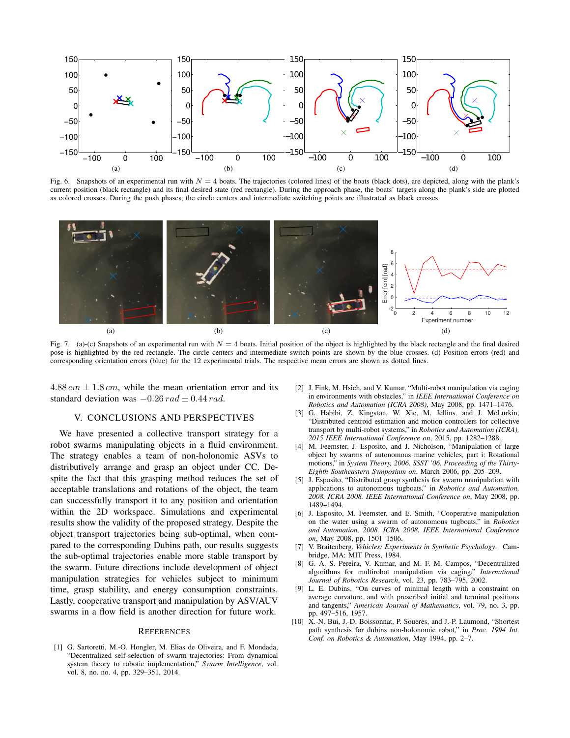150
100
50
0
−50
−100
−150
−100 0 100
(a)

150
100
50
0
−50
−100
−150
−100 0 100
(b)

150
100
50
0
−50
−100
−150
−100 0 100
(c)

150
100
50
0
−50
−100
−150
−100 0 100
(d)

Fig. 6. Snapshots of an experimental run with $N = 4$ boats. The trajectories (colored lines) of the boats (black dots), are depicted, along with the plank's current position (black rectangle) and its final desired state (red rectangle). During the approach phase, the boats' targets along the plank's side are plotted as colored crosses. During the push phases, the circle centers and intermediate switching points are illustrated as black crosses.

(a) (b) (c)

Error [cm] [rad]
8
6
4
2
0
-2
0 2 4 6 8 10 12
Experiment number
(d)

Fig. 7. (a)-(c) Snapshots of an experimental run with $N = 4$ boats. Initial position of the object is highlighted by the black rectangle and the final desired pose is highlighted by the red rectangle. The circle centers and intermediate switch points are shown by the blue crosses. (d) Position errors (red) and corresponding orientation errors (blue) for the 12 experimental trials. The respective mean errors are shown as dotted lines.

$4.88\,cm \pm 1.8\,cm$, while the mean orientation error and its standard deviation was $-0.26\,rad \pm 0.44\,rad$.

## V. CONCLUSIONS AND PERSPECTIVES

We have presented a collective transport strategy for a robot swarms manipulating objects in a fluid environment. The strategy enables a team of non-holonomic ASVs to distributively arrange and grasp an object under CC. Despite the fact that this grasping method reduces the set of acceptable translations and rotations of the object, the team can successfully transport it to any position and orientation within the 2D workspace. Simulations and experimental results show the validity of the proposed strategy. Despite the object transport trajectories being sub-optimal, when compared to the corresponding Dubins path, our results suggests the sub-optimal trajectories enable more stable transport by the swarm. Future directions include development of object manipulation strategies for vehicles subject to minimum time, grasp stability, and energy consumption constraints. Lastly, cooperative transport and manipulation by ASV/AUV swarms in a flow field is another direction for future work.

## REFERENCES

[1] G. Sartoretti, M.-O. Hongler, M. Elias de Oliveira, and F. Mondada, "Decentralized self-selection of swarm trajectories: From dynamical system theory to robotic implementation," *Swarm Intelligence*, vol. 8, no. no. 4, pp. 329–351, 2014.

[2] J. Fink, M. Hsieh, and V. Kumar, "Multi-robot manipulation via caging in environments with obstacles," in *IEEE International Conference on Robotics and Automation (ICRA 2008)*, May 2008, pp. 1471–1476.

[3] G. Habibi, Z. Kingston, W. Xie, M. Jellins, and J. McLurkin, "Distributed centroid estimation and motion controllers for collective transport by multi-robot systems," in *Robotics and Automation (ICRA), 2015 IEEE International Conference on*, 2015, pp. 1282–1288.

[4] M. Feemster, J. Esposito, and J. Nicholson, "Manipulation of large object by swarms of autonomous marine vehicles, part i: Rotational motions," in *System Theory, 2006. SSST '06. Proceeding of the Thirty-Eighth Southeastern Symposium on*, March 2006, pp. 205–209.

[5] J. Esposito, "Distributed grasp synthesis for swarm manipulation with applications to autonomous tugboats," in *Robotics and Automation, 2008. ICRA 2008. IEEE International Conference on*, May 2008, pp. 1489–1494.

[6] J. Esposito, M. Feemster, and E. Smith, "Cooperative manipulation on the water using a swarm of autonomous tugboats," in *Robotics and Automation, 2008. ICRA 2008. IEEE International Conference on*, May 2008, pp. 1501–1506.

[7] V. Braitenberg, *Vehicles: Experiments in Synthetic Psychology*. Cambridge, MA: MIT Press, 1984.

[8] G. A. S. Pereira, V. Kumar, and M. F. M. Campos, "Decentralized algorithms for multirobot manipulation via caging," *International Journal of Robotics Research*, vol. 23, pp. 783–795, 2002.

[9] L. E. Dubins, "On curves of minimal length with a constraint on average curvature, and with prescribed initial and terminal positions and tangents," *American Journal of Mathematics*, vol. 79, no. 3, pp. pp. 497–516, 1957.

[10] X.-N. Bui, J.-D. Boissonnat, P. Soueres, and J.-P. Laumond, "Shortest path synthesis for dubins non-holonomic robot," in *Proc. 1994 Int. Conf. on Robotics & Automation*, May 1994, pp. 2–7.